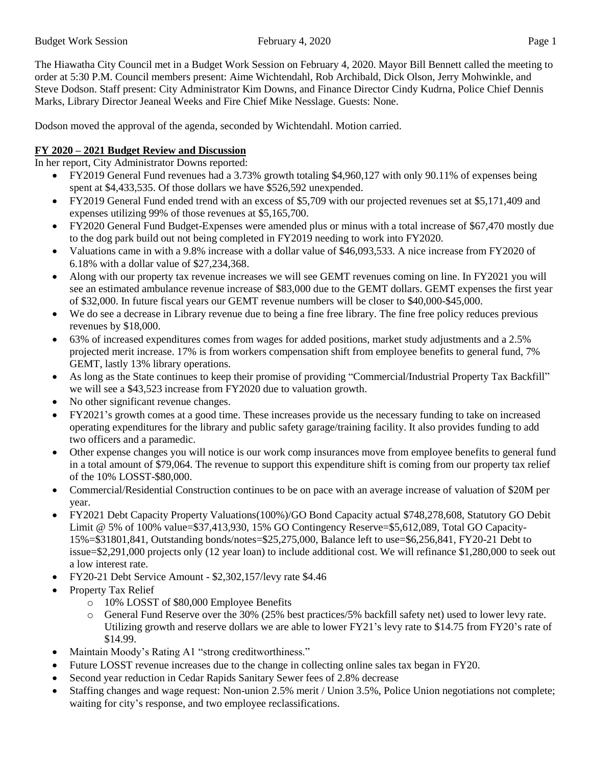The Hiawatha City Council met in a Budget Work Session on February 4, 2020. Mayor Bill Bennett called the meeting to order at 5:30 P.M. Council members present: Aime Wichtendahl, Rob Archibald, Dick Olson, Jerry Mohwinkle, and Steve Dodson. Staff present: City Administrator Kim Downs, and Finance Director Cindy Kudrna, Police Chief Dennis Marks, Library Director Jeaneal Weeks and Fire Chief Mike Nesslage. Guests: None.

Dodson moved the approval of the agenda, seconded by Wichtendahl. Motion carried.

**FY 2020 – 2021 Budget Review and Discussion**

In her report, City Administrator Downs reported:

- FY2019 General Fund revenues had a 3.73% growth totaling $4,960,127 with only 90.11% of expenses being spent at $4,433,535. Of those dollars we have $526,592 unexpended.
- FY2019 General Fund ended trend with an excess of $5,709 with our projected revenues set at $5,171,409 and expenses utilizing 99% of those revenues at $5,165,700.
- FY2020 General Fund Budget-Expenses were amended plus or minus with a total increase of $67,470 mostly due to the dog park build out not being completed in FY2019 needing to work into FY2020.
- Valuations came in with a 9.8% increase with a dollar value of $46,093,533. A nice increase from FY2020 of 6.18% with a dollar value of $27,234,368.
- Along with our property tax revenue increases we will see GEMT revenues coming on line. In FY2021 you will see an estimated ambulance revenue increase of $83,000 due to the GEMT dollars. GEMT expenses the first year of $32,000. In future fiscal years our GEMT revenue numbers will be closer to $40,000-$45,000.
- We do see a decrease in Library revenue due to being a fine free library. The fine free policy reduces previous revenues by $18,000.
- 63% of increased expenditures comes from wages for added positions, market study adjustments and a 2.5% projected merit increase. 17% is from workers compensation shift from employee benefits to general fund, 7% GEMT, lastly 13% library operations.
- As long as the State continues to keep their promise of providing "Commercial/Industrial Property Tax Backfill" we will see a $43,523 increase from FY2020 due to valuation growth.
- No other significant revenue changes.
- FY2021's growth comes at a good time. These increases provide us the necessary funding to take on increased operating expenditures for the library and public safety garage/training facility. It also provides funding to add two officers and a paramedic.
- Other expense changes you will notice is our work comp insurances move from employee benefits to general fund in a total amount of $79,064. The revenue to support this expenditure shift is coming from our property tax relief of the 10% LOSST-$80,000.
- Commercial/Residential Construction continues to be on pace with an average increase of valuation of $20M per year.
- FY2021 Debt Capacity Property Valuations(100%)/GO Bond Capacity actual $748,278,608, Statutory GO Debit Limit @ 5% of 100% value=$37,413,930, 15% GO Contingency Reserve=$5,612,089, Total GO Capacity-15%=$31801,841, Outstanding bonds/notes=$25,275,000, Balance left to use=$6,256,841, FY20-21 Debt to issue=$2,291,000 projects only (12 year loan) to include additional cost. We will refinance $1,280,000 to seek out a low interest rate.
- FY20-21 Debt Service Amount - $2,302,157/levy rate $4.46
- Property Tax Relief
  - 10% LOSST of $80,000 Employee Benefits
  - General Fund Reserve over the 30% (25% best practices/5% backfill safety net) used to lower levy rate. Utilizing growth and reserve dollars we are able to lower FY21's levy rate to $14.75 from FY20's rate of $14.99.
- Maintain Moody's Rating A1 "strong creditworthiness."
- Future LOSST revenue increases due to the change in collecting online sales tax began in FY20.
- Second year reduction in Cedar Rapids Sanitary Sewer fees of 2.8% decrease
- Staffing changes and wage request: Non-union 2.5% merit / Union 3.5%, Police Union negotiations not complete; waiting for city's response, and two employee reclassifications.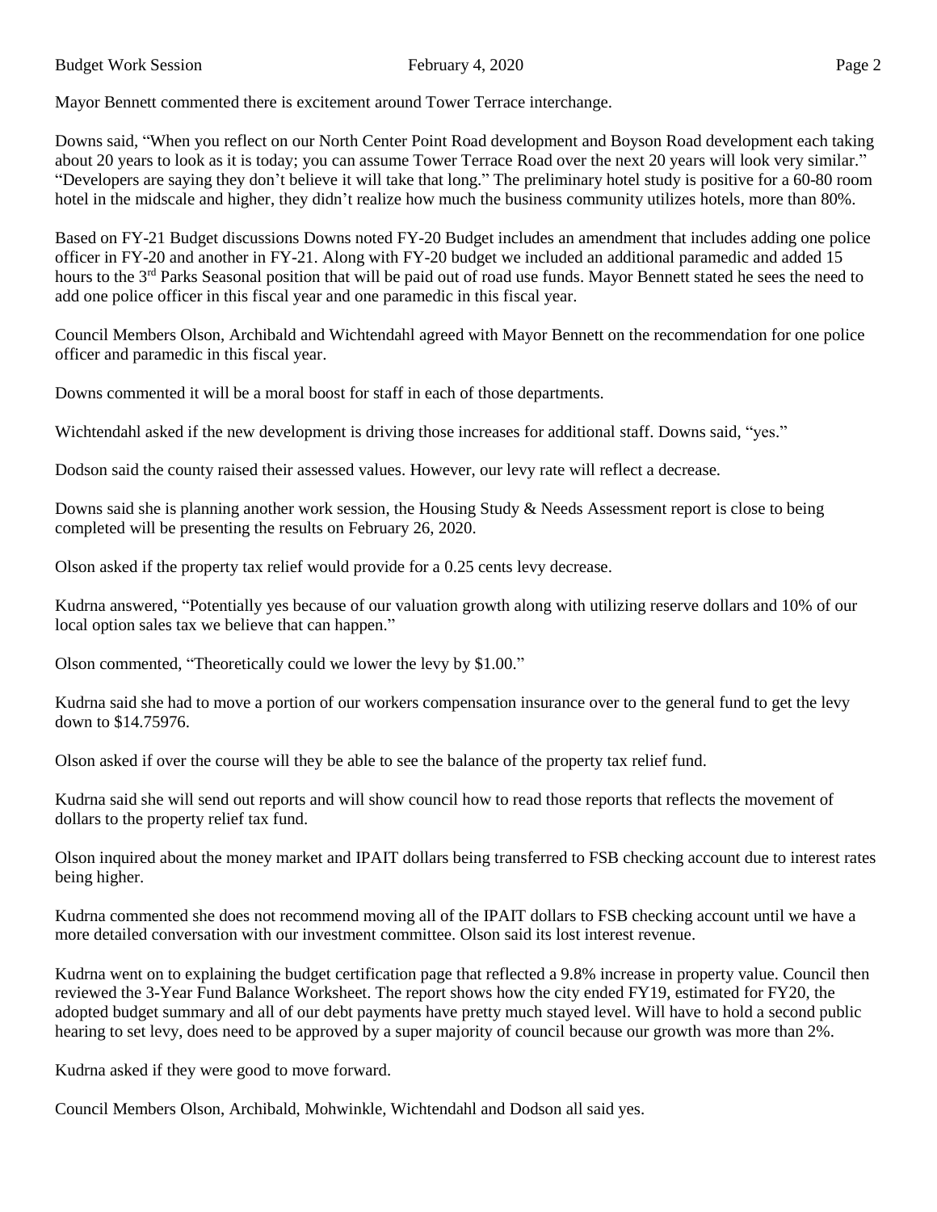Mayor Bennett commented there is excitement around Tower Terrace interchange.

Downs said, "When you reflect on our North Center Point Road development and Boyson Road development each taking about 20 years to look as it is today; you can assume Tower Terrace Road over the next 20 years will look very similar." "Developers are saying they don't believe it will take that long." The preliminary hotel study is positive for a 60-80 room hotel in the midscale and higher, they didn't realize how much the business community utilizes hotels, more than 80%.

Based on FY-21 Budget discussions Downs noted FY-20 Budget includes an amendment that includes adding one police officer in FY-20 and another in FY-21. Along with FY-20 budget we included an additional paramedic and added 15 hours to the 3rd Parks Seasonal position that will be paid out of road use funds. Mayor Bennett stated he sees the need to add one police officer in this fiscal year and one paramedic in this fiscal year.

Council Members Olson, Archibald and Wichtendahl agreed with Mayor Bennett on the recommendation for one police officer and paramedic in this fiscal year.

Downs commented it will be a moral boost for staff in each of those departments.

Wichtendahl asked if the new development is driving those increases for additional staff. Downs said, "yes."

Dodson said the county raised their assessed values. However, our levy rate will reflect a decrease.

Downs said she is planning another work session, the Housing Study & Needs Assessment report is close to being completed will be presenting the results on February 26, 2020.

Olson asked if the property tax relief would provide for a 0.25 cents levy decrease.

Kudrna answered, "Potentially yes because of our valuation growth along with utilizing reserve dollars and 10% of our local option sales tax we believe that can happen."

Olson commented, "Theoretically could we lower the levy by $1.00."

Kudrna said she had to move a portion of our workers compensation insurance over to the general fund to get the levy down to $14.75976.

Olson asked if over the course will they be able to see the balance of the property tax relief fund.

Kudrna said she will send out reports and will show council how to read those reports that reflects the movement of dollars to the property relief tax fund.

Olson inquired about the money market and IPAIT dollars being transferred to FSB checking account due to interest rates being higher.

Kudrna commented she does not recommend moving all of the IPAIT dollars to FSB checking account until we have a more detailed conversation with our investment committee. Olson said its lost interest revenue.

Kudrna went on to explaining the budget certification page that reflected a 9.8% increase in property value. Council then reviewed the 3-Year Fund Balance Worksheet. The report shows how the city ended FY19, estimated for FY20, the adopted budget summary and all of our debt payments have pretty much stayed level. Will have to hold a second public hearing to set levy, does need to be approved by a super majority of council because our growth was more than 2%.

Kudrna asked if they were good to move forward.

Council Members Olson, Archibald, Mohwinkle, Wichtendahl and Dodson all said yes.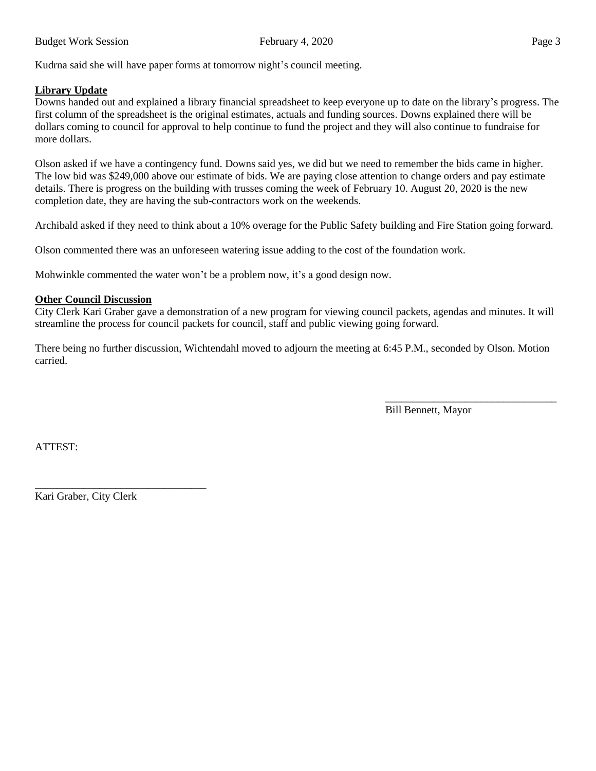Kudrna said she will have paper forms at tomorrow night's council meeting.

**Library Update**

Downs handed out and explained a library financial spreadsheet to keep everyone up to date on the library's progress. The first column of the spreadsheet is the original estimates, actuals and funding sources. Downs explained there will be dollars coming to council for approval to help continue to fund the project and they will also continue to fundraise for more dollars.

Olson asked if we have a contingency fund. Downs said yes, we did but we need to remember the bids came in higher. The low bid was $249,000 above our estimate of bids. We are paying close attention to change orders and pay estimate details. There is progress on the building with trusses coming the week of February 10. August 20, 2020 is the new completion date, they are having the sub-contractors work on the weekends.

Archibald asked if they need to think about a 10% overage for the Public Safety building and Fire Station going forward.

Olson commented there was an unforeseen watering issue adding to the cost of the foundation work.

Mohwinkle commented the water won't be a problem now, it's a good design now.

**Other Council Discussion**

City Clerk Kari Graber gave a demonstration of a new program for viewing council packets, agendas and minutes. It will streamline the process for council packets for council, staff and public viewing going forward.

There being no further discussion, Wichtendahl moved to adjourn the meeting at 6:45 P.M., seconded by Olson. Motion carried.

\_\_\_\_\_\_\_\_\_\_\_\_\_\_\_\_\_\_\_\_\_\_\_\_\_\_\_\_\_\_\_\_

Bill Bennett, Mayor

ATTEST:

\_\_\_\_\_\_\_\_\_\_\_\_\_\_\_\_\_\_\_\_\_\_\_\_\_\_\_\_\_\_\_\_

Kari Graber, City Clerk